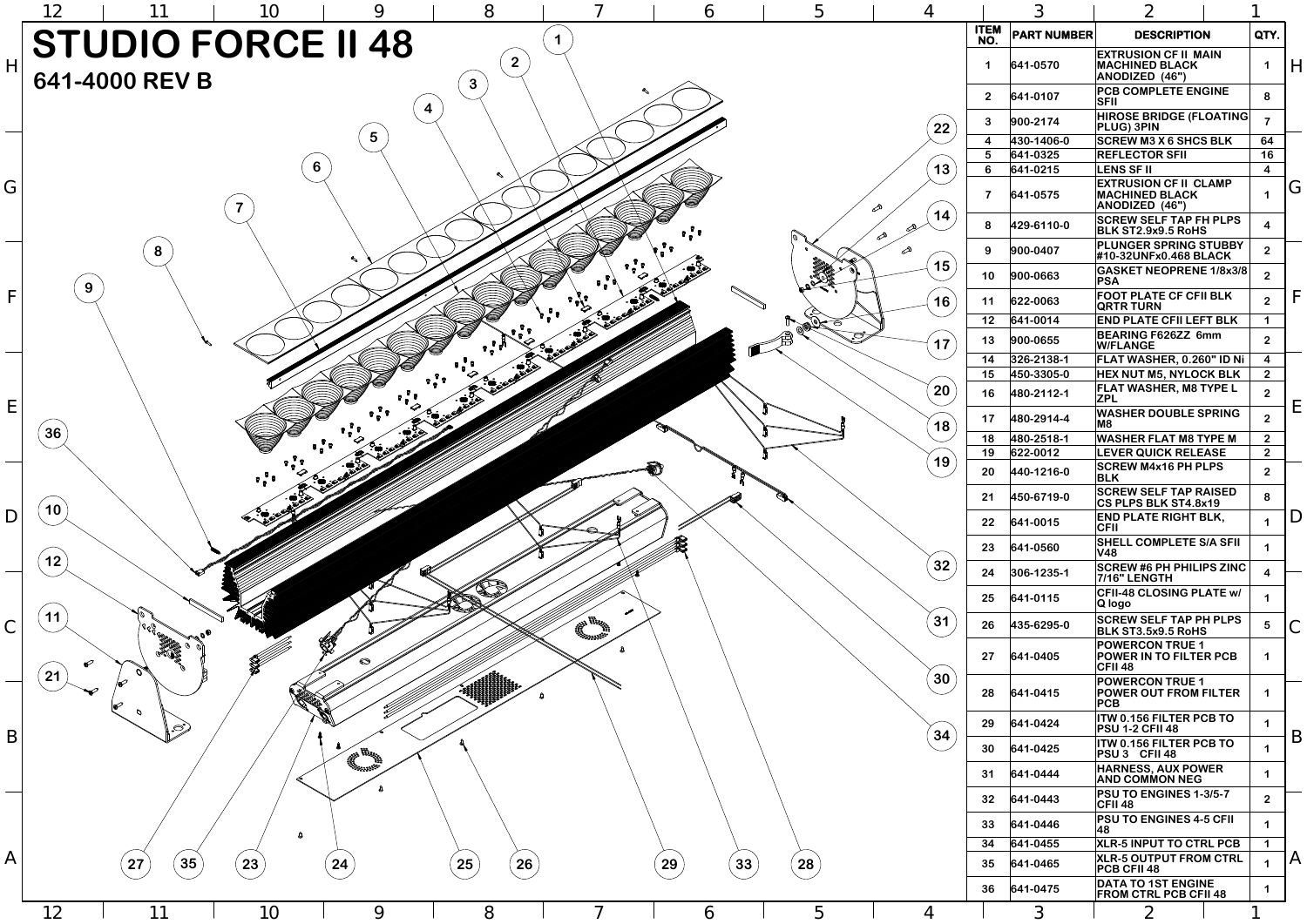# STUDIO FORCE II 48

## 641-4000 REV B

| ITEM NO. | PART NUMBER | DESCRIPTION | QTY. |
|---|---|---|---|
| 1 | 641-0570 | EXTRUSION CF II MAIN MACHINED BLACK ANODIZED (46") | 1 |
| 2 | 641-0107 | PCB COMPLETE ENGINE SFII | 8 |
| 3 | 900-2174 | HIROSE BRIDGE (FLOATING PLUG) 3PIN | 7 |
| 4 | 430-1406-0 | SCREW M3 X 6 SHCS BLK | 64 |
| 5 | 641-0325 | REFLECTOR SFII | 16 |
| 6 | 641-0215 | LENS SF II | 4 |
| 7 | 641-0575 | EXTRUSION CF II CLAMP MACHINED BLACK ANODIZED (46") | 1 |
| 8 | 429-6110-0 | SCREW SELF TAP FH PLPS BLK ST2.9x9.5 RoHS | 4 |
| 9 | 900-0407 | PLUNGER SPRING STUBBY #10-32UNFx0.468 BLACK | 2 |
| 10 | 900-0663 | GASKET NEOPRENE 1/8x3/8 PSA | 2 |
| 11 | 622-0063 | FOOT PLATE CF CFII BLK QRTR TURN | 2 |
| 12 | 641-0014 | END PLATE CFII LEFT BLK | 1 |
| 13 | 900-0655 | BEARING F626ZZ 6mm W/FLANGE | 2 |
| 14 | 326-2138-1 | FLAT WASHER, 0.260" ID Ni | 4 |
| 15 | 450-3305-0 | HEX NUT M5, NYLOCK BLK | 2 |
| 16 | 480-2112-1 | FLAT WASHER, M8 TYPE L ZPL | 2 |
| 17 | 480-2914-4 | WASHER DOUBLE SPRING M8 | 2 |
| 18 | 480-2518-1 | WASHER FLAT M8 TYPE M | 2 |
| 19 | 622-0012 | LEVER QUICK RELEASE | 2 |
| 20 | 440-1216-0 | SCREW M4x16 PH PLPS BLK | 2 |
| 21 | 450-6719-0 | SCREW SELF TAP RAISED CS PLPS BLK ST4.8x19 | 8 |
| 22 | 641-0015 | END PLATE RIGHT BLK, CFII | 1 |
| 23 | 641-0560 | SHELL COMPLETE S/A SFII V48 | 1 |
| 24 | 306-1235-1 | SCREW #6 PH PHILIPS ZINC 7/16" LENGTH | 4 |
| 25 | 641-0115 | CFII-48 CLOSING PLATE w/ Q logo | 1 |
| 26 | 435-6295-0 | SCREW SELF TAP PH PLPS BLK ST3.5x9.5 RoHS | 5 |
| 27 | 641-0405 | POWERCON TRUE 1 POWER IN TO FILTER PCB CFII 48 | 1 |
| 28 | 641-0415 | POWERCON TRUE 1 POWER OUT FROM FILTER PCB | 1 |
| 29 | 641-0424 | ITW 0.156 FILTER PCB TO PSU 1-2 CFII 48 | 1 |
| 30 | 641-0425 | ITW 0.156 FILTER PCB TO PSU 3 CFII 48 | 1 |
| 31 | 641-0444 | HARNESS, AUX POWER AND COMMON NEG | 1 |
| 32 | 641-0443 | PSU TO ENGINES 1-3/5-7 CFII 48 | 2 |
| 33 | 641-0446 | PSU TO ENGINES 4-5 CFII 48 | 1 |
| 34 | 641-0455 | XLR-5 INPUT TO CTRL PCB | 1 |
| 35 | 641-0465 | XLR-5 OUTPUT FROM CTRL PCB CFII 48 | 1 |
| 36 | 641-0475 | DATA TO 1ST ENGINE FROM CTRL PCB CFII 48 | 1 |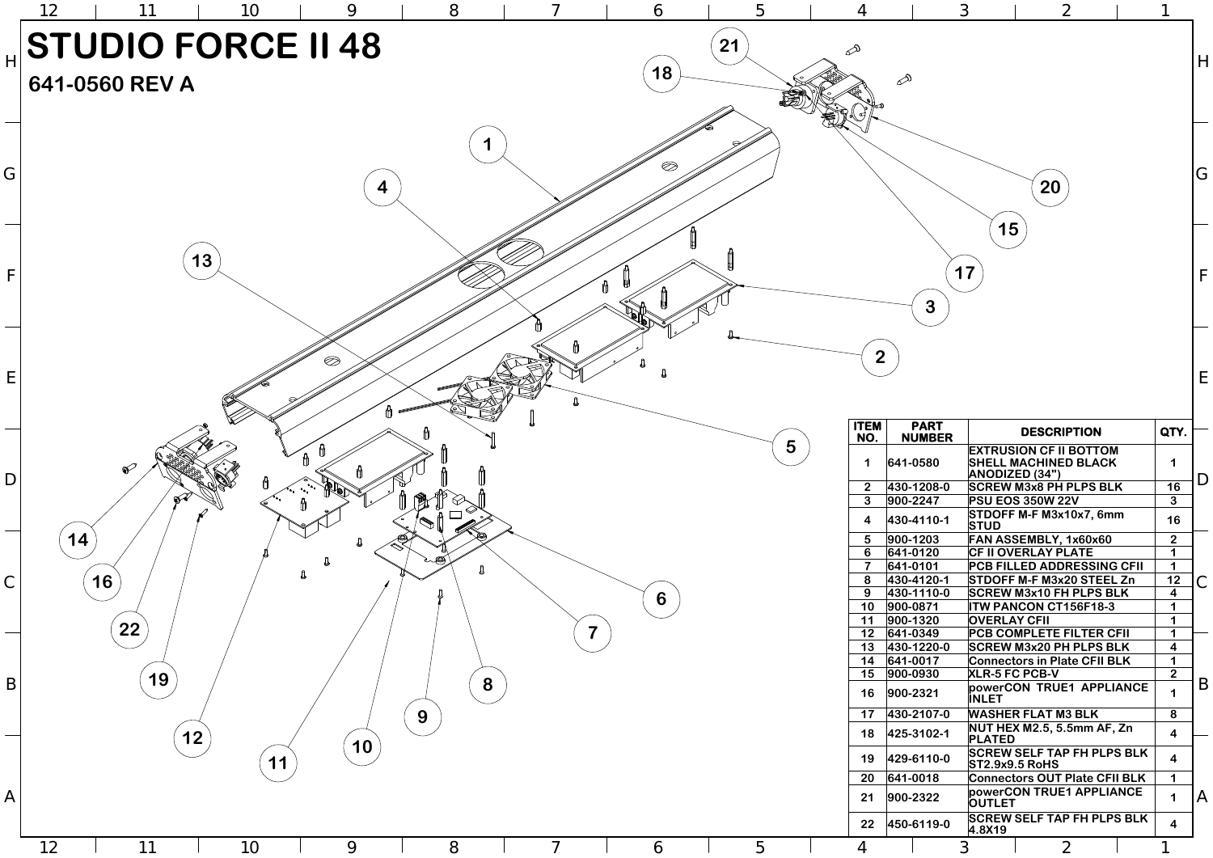# STUDIO FORCE II 48

## 641-0560 REV A

| ITEM NO. | PART NUMBER | DESCRIPTION | QTY. |
|---|---|---|---|
| 1 | 641-0580 | EXTRUSION CF II BOTTOM SHELL MACHINED BLACK ANODIZED (34") | 1 |
| 2 | 430-1208-0 | SCREW M3x8 PH PLPS BLK | 16 |
| 3 | 900-2247 | PSU EOS 350W 22V | 3 |
| 4 | 430-4110-1 | STDOFF M-F M3x10x7, 6mm STUD | 16 |
| 5 | 900-1203 | FAN ASSEMBLY, 1x60x60 | 2 |
| 6 | 641-0120 | CF II OVERLAY PLATE | 1 |
| 7 | 641-0101 | PCB FILLED ADDRESSING CFII | 1 |
| 8 | 430-4120-1 | STDOFF M-F M3x20 STEEL Zn | 12 |
| 9 | 430-1110-0 | SCREW M3x10 FH PLPS BLK | 4 |
| 10 | 900-0871 | ITW PANCON CT156F18-3 | 1 |
| 11 | 900-1320 | OVERLAY CFII | 1 |
| 12 | 641-0349 | PCB COMPLETE FILTER CFII | 1 |
| 13 | 430-1220-0 | SCREW M3x20 PH PLPS BLK | 4 |
| 14 | 641-0017 | Connectors in Plate CFII BLK | 1 |
| 15 | 900-0930 | XLR-5 FC PCB-V | 2 |
| 16 | 900-2321 | powerCON TRUE1 APPLIANCE INLET | 1 |
| 17 | 430-2107-0 | WASHER FLAT M3 BLK | 8 |
| 18 | 425-3102-1 | NUT HEX M2.5, 5.5mm AF, Zn PLATED | 4 |
| 19 | 429-6110-0 | SCREW SELF TAP FH PLPS BLK ST2.9x9.5 RoHS | 4 |
| 20 | 641-0018 | Connectors OUT Plate CFII BLK | 1 |
| 21 | 900-2322 | powerCON TRUE1 APPLIANCE OUTLET | 1 |
| 22 | 450-6119-0 | SCREW SELF TAP FH PLPS BLK 4.8X19 | 4 |